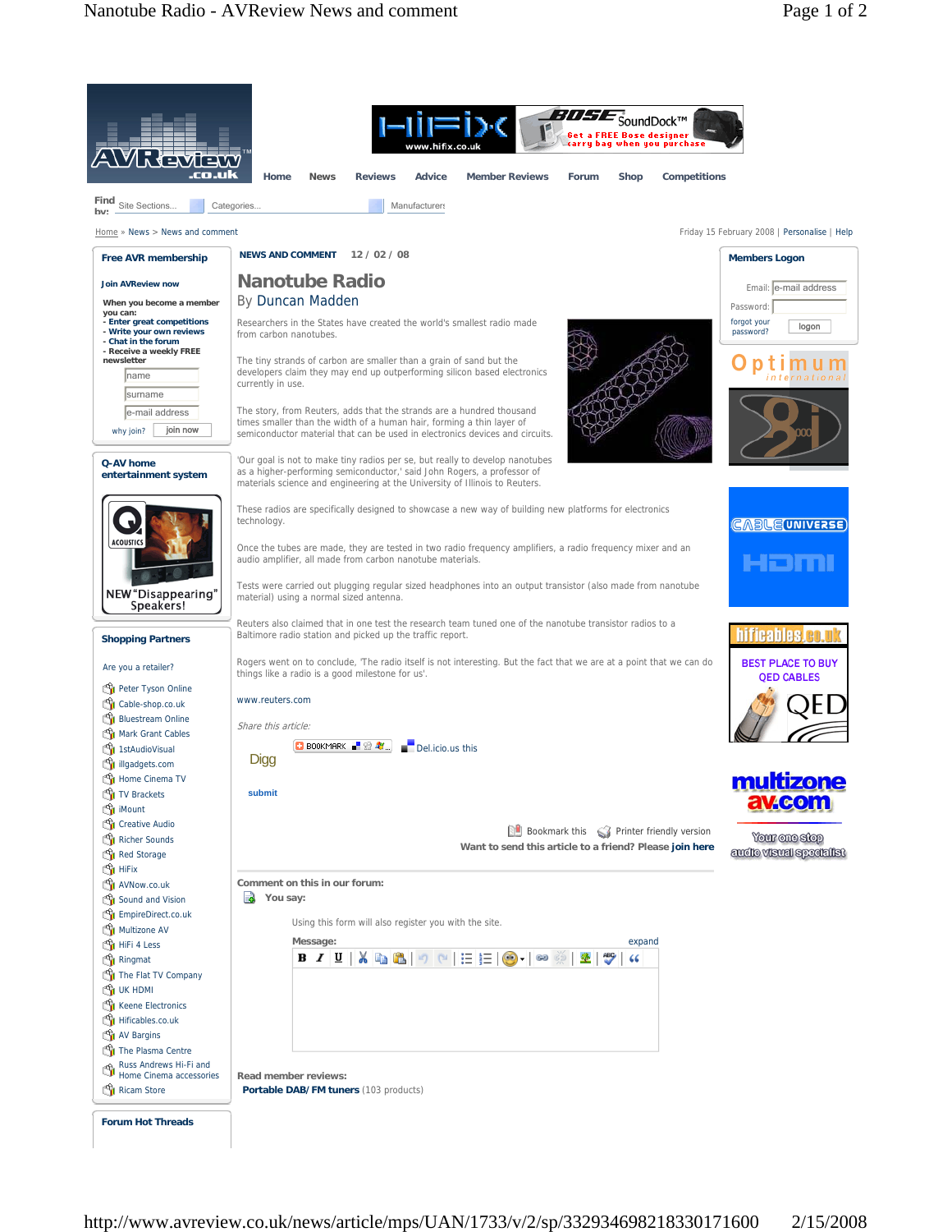Home | News | Reviews | Advice | Member Reviews | Forum | Shop | Competitions

Find by: Site Sections... Categories... Manufacturers

Home » News > News and comment

Friday 15 February 2008 | Personalise | Help

**Free AVR membership**

**Join AVReview now**

**When you become a member you can:**
- Enter great competitions
- Write your own reviews
- Chat in the forum
- Receive a weekly FREE newsletter

name
surname
e-mail address
why join? join now

**Q-AV home entertainment system**

**Shopping Partners**

Are you a retailer?

- Peter Tyson Online
- Cable-shop.co.uk
- Bluestream Online
- Mark Grant Cables
- 1stAudioVisual
- illgadgets.com
- Home Cinema TV
- TV Brackets
- iMount
- Creative Audio
- Richer Sounds
- Red Storage
- HiFix
- AVNow.co.uk
- Sound and Vision
- EmpireDirect.co.uk
- Multizone AV
- HiFi 4 Less
- Ringmat
- The Flat TV Company
- UK HDMI
- Keene Electronics
- Hificables.co.uk
- AV Bargains
- The Plasma Centre
- Russ Andrews Hi-Fi and Home Cinema accessories
- Ricam Store

**Forum Hot Threads**

**NEWS AND COMMENT** 12 / 02 / 08

# Nanotube Radio

By Duncan Madden

Researchers in the States have created the world's smallest radio made from carbon nanotubes.

The tiny strands of carbon are smaller than a grain of sand but the developers claim they may end up outperforming silicon based electronics currently in use.

The story, from Reuters, adds that the strands are a hundred thousand times smaller than the width of a human hair, forming a thin layer of semiconductor material that can be used in electronics devices and circuits.

'Our goal is not to make tiny radios per se, but really to develop nanotubes as a higher-performing semiconductor,' said John Rogers, a professor of materials science and engineering at the University of Illinois to Reuters.

These radios are specifically designed to showcase a new way of building new platforms for electronics technology.

Once the tubes are made, they are tested in two radio frequency amplifiers, a radio frequency mixer and an audio amplifier, all made from carbon nanotube materials.

Tests were carried out plugging regular sized headphones into an output transistor (also made from nanotube material) using a normal sized antenna.

Reuters also claimed that in one test the research team tuned one of the nanotube transistor radios to a Baltimore radio station and picked up the traffic report.

Rogers went on to conclude, 'The radio itself is not interesting. But the fact that we are at a point that we can do things like a radio is a good milestone for us'.

www.reuters.com

*Share this article:*

Digg submit | BOOKMARK | Del.icio.us this

Bookmark this | Printer friendly version

**Want to send this article to a friend? Please join here**

**Comment on this in our forum:**

**You say:**

Using this form will also register you with the site.

**Message:** expand

**Read member reviews:**

**Portable DAB/ FM tuners** (103 products)

**Members Logon**

Email: e-mail address
Password:
forgot your password? logon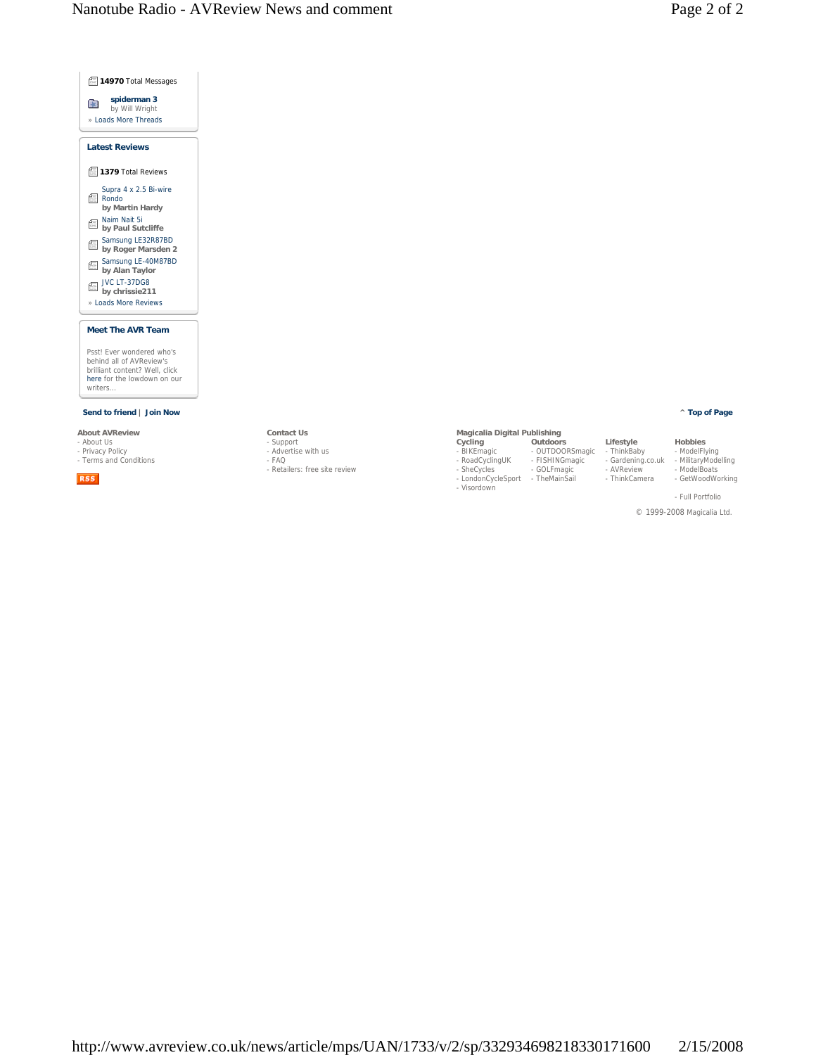**14970** Total Messages

**spiderman 3**
by Will Wright

» Loads More Threads

### Latest Reviews

**1379** Total Reviews

Supra 4 x 2.5 Bi-wire Rondo
**by Martin Hardy**

Naim Nait 5i
**by Paul Sutcliffe**

Samsung LE32R87BD
**by Roger Marsden 2**

Samsung LE-40M87BD
**by Alan Taylor**

JVC LT-37DG8
**by chrissie211**

» Loads More Reviews

### Meet The AVR Team

Psst! Ever wondered who's behind all of AVReview's brilliant content? Well, click here for the lowdown on our writers...

**Send to friend** | **Join Now**

^ **Top of Page**

**About AVReview**
- About Us
- Privacy Policy
- Terms and Conditions

RSS

**Contact Us**
- Support
- Advertise with us
- FAQ
- Retailers: free site review

**Magicalia Digital Publishing**

**Cycling**
- BIKEmagic
- RoadCyclingUK
- SheCycles
- LondonCycleSport
- Visordown

**Outdoors**
- OUTDOORSmagic
- FISHINGmagic
- GOLFmagic
- TheMainSail

**Lifestyle**
- ThinkBaby
- Gardening.co.uk
- AVReview
- ThinkCamera

**Hobbies**
- ModelFlying
- MilitaryModelling
- ModelBoats
- GetWoodWorking

- Full Portfolio

© 1999-2008 Magicalia Ltd.